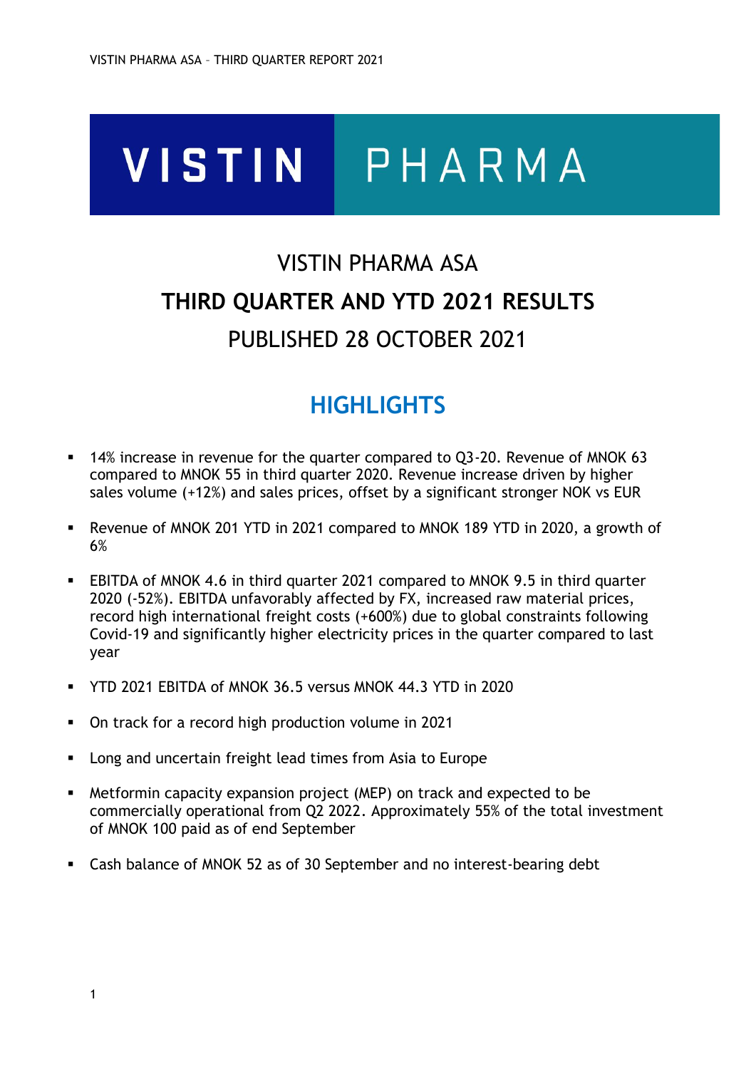# VISTIN PHARMA

## VISTIN PHARMA ASA

## THIRD QUARTER AND YTD 2021 RESULTS

## PUBLISHED 28 OCTOBER 2021

## HIGHLIGHTS

- 14% increase in revenue for the quarter compared to Q3-20. Revenue of MNOK 63 compared to MNOK 55 in third quarter 2020. Revenue increase driven by higher sales volume (+12%) and sales prices, offset by a significant stronger NOK vs EUR
- Revenue of MNOK 201 YTD in 2021 compared to MNOK 189 YTD in 2020, a growth of 6%
- EBITDA of MNOK 4.6 in third quarter 2021 compared to MNOK 9.5 in third quarter 2020 (-52%). EBITDA unfavorably affected by FX, increased raw material prices, record high international freight costs (+600%) due to global constraints following Covid-19 and significantly higher electricity prices in the quarter compared to last year
- YTD 2021 EBITDA of MNOK 36.5 versus MNOK 44.3 YTD in 2020
- On track for a record high production volume in 2021
- Long and uncertain freight lead times from Asia to Europe
- Metformin capacity expansion project (MEP) on track and expected to be commercially operational from Q2 2022. Approximately 55% of the total investment of MNOK 100 paid as of end September
- Cash balance of MNOK 52 as of 30 September and no interest-bearing debt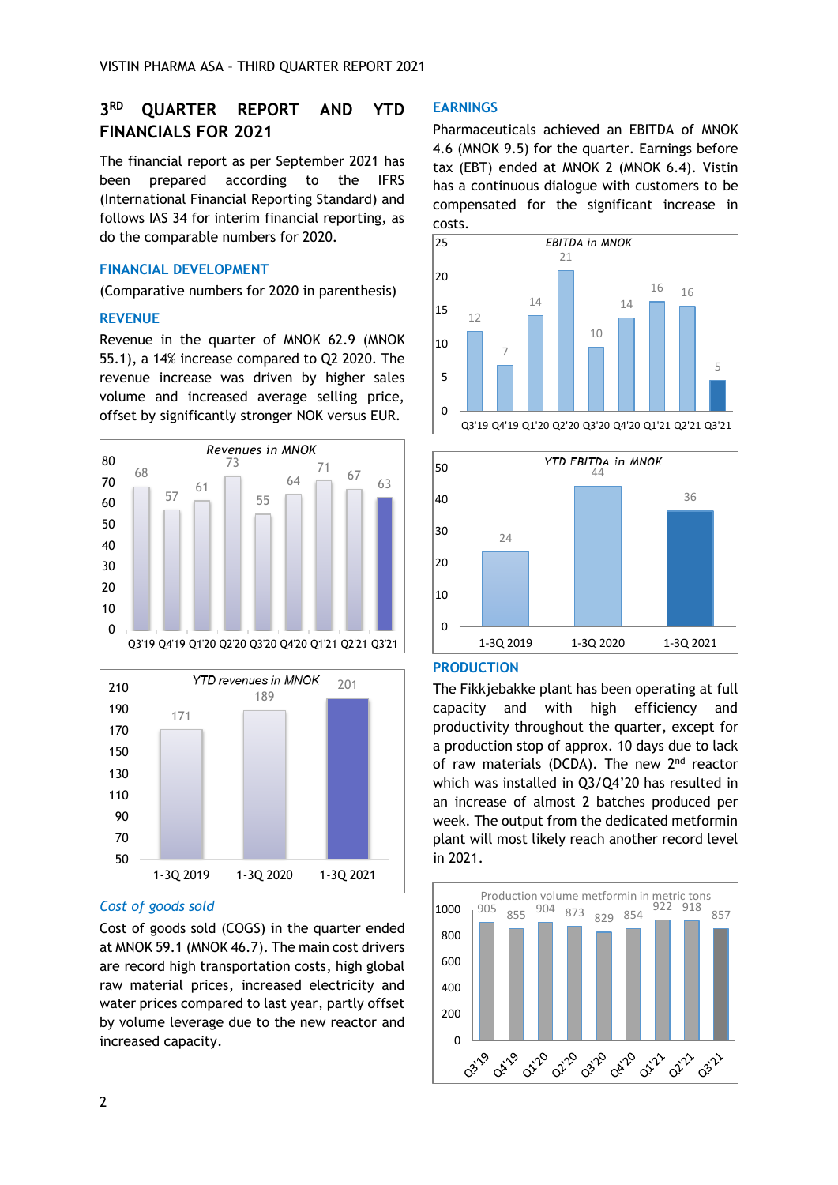## 3[RD] QUARTER REPORT AND YTD FINANCIALS FOR 2021

The financial report as per September 2021 has been prepared according to the IFRS (International Financial Reporting Standard) and follows IAS 34 for interim financial reporting, as do the comparable numbers for 2020.

### FINANCIAL DEVELOPMENT

(Comparative numbers for 2020 in parenthesis)

### REVENUE

Revenue in the quarter of MNOK 62.9 (MNOK 55.1), a 14% increase compared to Q2 2020. The revenue increase was driven by higher sales volume and increased average selling price, offset by significantly stronger NOK versus EUR.

Revenues in MNOK

| Q3'19 | Q4'19 | Q1'20 | Q2'20 | Q3'20 | Q4'20 | Q1'21 | Q2'21 | Q3'21 |
|---|---|---|---|---|---|---|---|---|
| 68 | 57 | 61 | 73 | 55 | 64 | 71 | 67 | 63 |

YTD revenues in MNOK

| 1-3Q 2019 | 1-3Q 2020 | 1-3Q 2021 |
|---|---|---|
| 171 | 189 | 201 |

*Cost of goods sold*

Cost of goods sold (COGS) in the quarter ended at MNOK 59.1 (MNOK 46.7). The main cost drivers are record high transportation costs, high global raw material prices, increased electricity and water prices compared to last year, partly offset by volume leverage due to the new reactor and increased capacity.

### EARNINGS

Pharmaceuticals achieved an EBITDA of MNOK 4.6 (MNOK 9.5) for the quarter. Earnings before tax (EBT) ended at MNOK 2 (MNOK 6.4). Vistin has a continuous dialogue with customers to be compensated for the significant increase in costs.

EBITDA in MNOK

| Q3'19 | Q4'19 | Q1'20 | Q2'20 | Q3'20 | Q4'20 | Q1'21 | Q2'21 | Q3'21 |
|---|---|---|---|---|---|---|---|---|
| 12 | 7 | 14 | 21 | 10 | 14 | 16 | 16 | 5 |

YTD EBITDA in MNOK

| 1-3Q 2019 | 1-3Q 2020 | 1-3Q 2021 |
|---|---|---|
| 24 | 44 | 36 |

### PRODUCTION

The Fikkjebakke plant has been operating at full capacity and with high efficiency and productivity throughout the quarter, except for a production stop of approx. 10 days due to lack of raw materials (DCDA). The new 2[nd] reactor which was installed in Q3/Q4'20 has resulted in an increase of almost 2 batches produced per week. The output from the dedicated metformin plant will most likely reach another record level in 2021.

Production volume metformin in metric tons

| Q3'19 | Q4'19 | Q1'20 | Q2'20 | Q3'20 | Q4'20 | Q1'21 | Q2'21 | Q3'21 |
|---|---|---|---|---|---|---|---|---|
| 905 | 855 | 904 | 873 | 829 | 854 | 922 | 918 | 857 |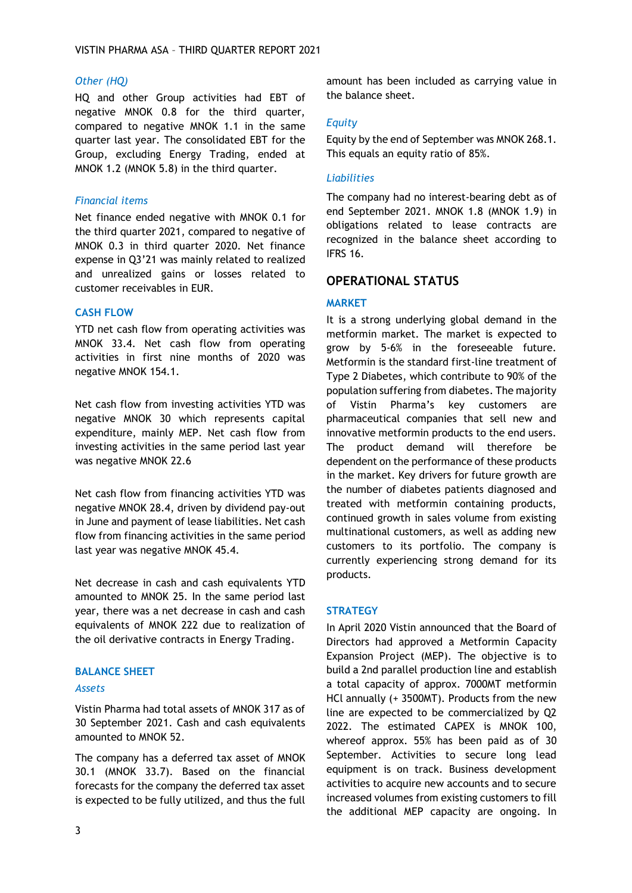### *Other (HQ)*

HQ and other Group activities had EBT of negative MNOK 0.8 for the third quarter, compared to negative MNOK 1.1 in the same quarter last year. The consolidated EBT for the Group, excluding Energy Trading, ended at MNOK 1.2 (MNOK 5.8) in the third quarter.

### *Financial items*

Net finance ended negative with MNOK 0.1 for the third quarter 2021, compared to negative of MNOK 0.3 in third quarter 2020. Net finance expense in Q3'21 was mainly related to realized and unrealized gains or losses related to customer receivables in EUR.

## CASH FLOW

YTD net cash flow from operating activities was MNOK 33.4. Net cash flow from operating activities in first nine months of 2020 was negative MNOK 154.1.

Net cash flow from investing activities YTD was negative MNOK 30 which represents capital expenditure, mainly MEP. Net cash flow from investing activities in the same period last year was negative MNOK 22.6

Net cash flow from financing activities YTD was negative MNOK 28.4, driven by dividend pay-out in June and payment of lease liabilities. Net cash flow from financing activities in the same period last year was negative MNOK 45.4.

Net decrease in cash and cash equivalents YTD amounted to MNOK 25. In the same period last year, there was a net decrease in cash and cash equivalents of MNOK 222 due to realization of the oil derivative contracts in Energy Trading.

## BALANCE SHEET

### *Assets*

Vistin Pharma had total assets of MNOK 317 as of 30 September 2021. Cash and cash equivalents amounted to MNOK 52.

The company has a deferred tax asset of MNOK 30.1 (MNOK 33.7). Based on the financial forecasts for the company the deferred tax asset is expected to be fully utilized, and thus the full amount has been included as carrying value in the balance sheet.

### *Equity*

Equity by the end of September was MNOK 268.1. This equals an equity ratio of 85%.

### *Liabilities*

The company had no interest-bearing debt as of end September 2021. MNOK 1.8 (MNOK 1.9) in obligations related to lease contracts are recognized in the balance sheet according to IFRS 16.

# OPERATIONAL STATUS

## MARKET

It is a strong underlying global demand in the metformin market. The market is expected to grow by 5-6% in the foreseeable future. Metformin is the standard first-line treatment of Type 2 Diabetes, which contribute to 90% of the population suffering from diabetes. The majority of Vistin Pharma's key customers are pharmaceutical companies that sell new and innovative metformin products to the end users. The product demand will therefore be dependent on the performance of these products in the market. Key drivers for future growth are the number of diabetes patients diagnosed and treated with metformin containing products, continued growth in sales volume from existing multinational customers, as well as adding new customers to its portfolio. The company is currently experiencing strong demand for its products.

## STRATEGY

In April 2020 Vistin announced that the Board of Directors had approved a Metformin Capacity Expansion Project (MEP). The objective is to build a 2nd parallel production line and establish a total capacity of approx. 7000MT metformin HCl annually (+ 3500MT). Products from the new line are expected to be commercialized by Q2 2022. The estimated CAPEX is MNOK 100, whereof approx. 55% has been paid as of 30 September. Activities to secure long lead equipment is on track. Business development activities to acquire new accounts and to secure increased volumes from existing customers to fill the additional MEP capacity are ongoing. In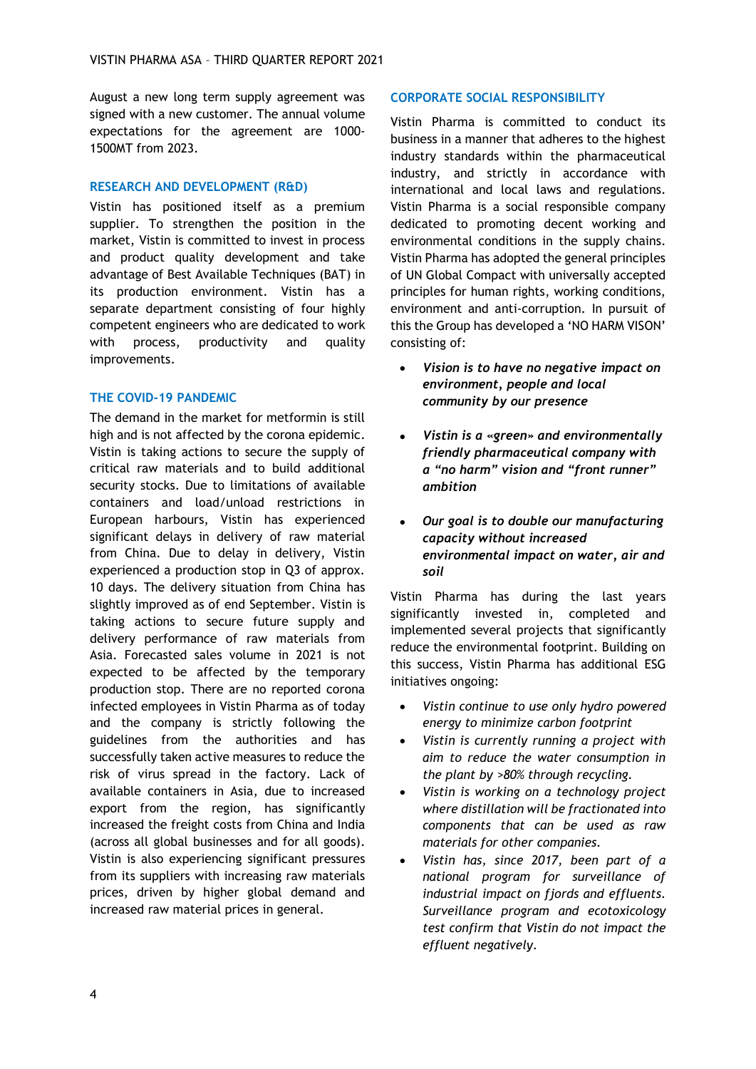August a new long term supply agreement was signed with a new customer. The annual volume expectations for the agreement are 1000-1500MT from 2023.

## RESEARCH AND DEVELOPMENT (R&D)

Vistin has positioned itself as a premium supplier. To strengthen the position in the market, Vistin is committed to invest in process and product quality development and take advantage of Best Available Techniques (BAT) in its production environment. Vistin has a separate department consisting of four highly competent engineers who are dedicated to work with process, productivity and quality improvements.

## THE COVID-19 PANDEMIC

The demand in the market for metformin is still high and is not affected by the corona epidemic. Vistin is taking actions to secure the supply of critical raw materials and to build additional security stocks. Due to limitations of available containers and load/unload restrictions in European harbours, Vistin has experienced significant delays in delivery of raw material from China. Due to delay in delivery, Vistin experienced a production stop in Q3 of approx. 10 days. The delivery situation from China has slightly improved as of end September. Vistin is taking actions to secure future supply and delivery performance of raw materials from Asia. Forecasted sales volume in 2021 is not expected to be affected by the temporary production stop. There are no reported corona infected employees in Vistin Pharma as of today and the company is strictly following the guidelines from the authorities and has successfully taken active measures to reduce the risk of virus spread in the factory. Lack of available containers in Asia, due to increased export from the region, has significantly increased the freight costs from China and India (across all global businesses and for all goods). Vistin is also experiencing significant pressures from its suppliers with increasing raw materials prices, driven by higher global demand and increased raw material prices in general.

## CORPORATE SOCIAL RESPONSIBILITY

Vistin Pharma is committed to conduct its business in a manner that adheres to the highest industry standards within the pharmaceutical industry, and strictly in accordance with international and local laws and regulations. Vistin Pharma is a social responsible company dedicated to promoting decent working and environmental conditions in the supply chains. Vistin Pharma has adopted the general principles of UN Global Compact with universally accepted principles for human rights, working conditions, environment and anti-corruption. In pursuit of this the Group has developed a 'NO HARM VISON' consisting of:

- ***Vision is to have no negative impact on environment, people and local community by our presence***
- ***Vision is a «green» and environmentally friendly pharmaceutical company with a "no harm" vision and "front runner" ambition***
- ***Our goal is to double our manufacturing capacity without increased environmental impact on water, air and soil***

Vistin Pharma has during the last years significantly invested in, completed and implemented several projects that significantly reduce the environmental footprint. Building on this success, Vistin Pharma has additional ESG initiatives ongoing:

- *Vistin continue to use only hydro powered energy to minimize carbon footprint*
- *Vistin is currently running a project with aim to reduce the water consumption in the plant by >80% through recycling.*
- *Vistin is working on a technology project where distillation will be fractionated into components that can be used as raw materials for other companies.*
- *Vistin has, since 2017, been part of a national program for surveillance of industrial impact on fjords and effluents. Surveillance program and ecotoxicology test confirm that Vistin do not impact the effluent negatively.*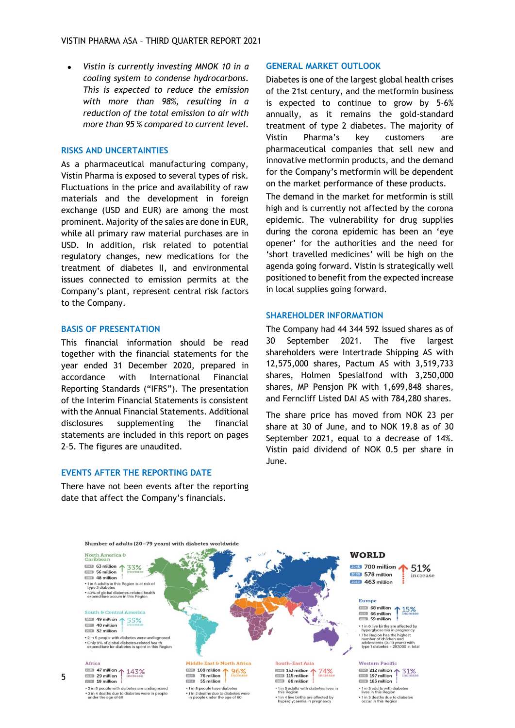- *Vistin is currently investing MNOK 10 in a cooling system to condense hydrocarbons. This is expected to reduce the emission with more than 98%, resulting in a reduction of the total emission to air with more than 95 % compared to current level.*

## RISKS AND UNCERTAINTIES

As a pharmaceutical manufacturing company, Vistin Pharma is exposed to several types of risk. Fluctuations in the price and availability of raw materials and the development in foreign exchange (USD and EUR) are among the most prominent. Majority of the sales are done in EUR, while all primary raw material purchases are in USD. In addition, risk related to potential regulatory changes, new medications for the treatment of diabetes II, and environmental issues connected to emission permits at the Company's plant, represent central risk factors to the Company.

## BASIS OF PRESENTATION

This financial information should be read together with the financial statements for the year ended 31 December 2020, prepared in accordance with International Financial Reporting Standards ("IFRS"). The presentation of the Interim Financial Statements is consistent with the Annual Financial Statements. Additional disclosures supplementing the financial statements are included in this report on pages 2-5. The figures are unaudited.

## EVENTS AFTER THE REPORTING DATE

There have not been events after the reporting date that affect the Company's financials.

## GENERAL MARKET OUTLOOK

Diabetes is one of the largest global health crises of the 21st century, and the metformin business is expected to continue to grow by 5-6% annually, as it remains the gold-standard treatment of type 2 diabetes. The majority of Vistin Pharma's key customers are pharmaceutical companies that sell new and innovative metformin products, and the demand for the Company's metformin will be dependent on the market performance of these products.

The demand in the market for metformin is still high and is currently not affected by the corona epidemic. The vulnerability for drug supplies during the corona epidemic has been an 'eye opener' for the authorities and the need for 'short travelled medicines' will be high on the agenda going forward. Vistin is strategically well positioned to benefit from the expected increase in local supplies going forward.

## SHAREHOLDER INFORMATION

The Company had 44 344 592 issued shares as of 30 September 2021. The five largest shareholders were Intertrade Shipping AS with 12,575,000 shares, Pactum AS with 3,519,733 shares, Holmen Spesialfond with 3,250,000 shares, MP Pensjon PK with 1,699,848 shares, and Ferncliff Listed DAI AS with 784,280 shares.

The share price has moved from NOK 23 per share at 30 of June, and to NOK 19.8 as of 30 September 2021, equal to a decrease of 14%. Vistin paid dividend of NOK 0.5 per share in June.

**Number of adults (20–79 years) with diabetes worldwide**

**WORLD**
- 2045: 700 million
- 2030: 578 million
- 2019: 463 million
- 51% increase

**North America & Caribbean**
- 2045: 63 million
- 2030: 56 million
- 2019: 48 million
- 33% increase
- 1 in 6 adults in this Region is at risk of type 2 diabetes
- 43% of global diabetes-related health expenditure occurs in this Region

**South & Central America**
- 2045: 49 million
- 2030: 40 million
- 2019: 32 million
- 55% increase
- 2 in 5 people with diabetes were undiagnosed
- Only 9% of global diabetes-related health expenditure for diabetes is spent in this Region

**Europe**
- 2045: 68 million
- 2030: 66 million
- 2019: 59 million
- 15% increase
- 1 in 6 live births are affected by hyperglycaemia in pregnancy
- The Region has the highest number of children and adolescents (0–19 years) with type 1 diabetes – 297,000 in total

**Africa**
- 2045: 47 million
- 2030: 29 million
- 2019: 19 million
- 143% increase
- 3 in 5 people with diabetes are undiagnosed
- 3 in 4 deaths due to diabetes were in people under the age of 60

**Middle East & North Africa**
- 2045: 108 million
- 2030: 76 million
- 2019: 55 million
- 96% increase
- 1 in 8 people have diabetes
- 1 in 2 deaths due to diabetes were in people under the age of 60

**South-East Asia**
- 2045: 153 million
- 2030: 115 million
- 2019: 88 million
- 74% increase
- 1 in 5 adults with diabetes lives in this Region
- 1 in 4 live births are affected by hyperglycaemia in pregnancy

**Western Pacific**
- 2045: 212 million
- 2030: 197 million
- 2019: 163 million
- 31% increase
- 1 in 3 adults with diabetes lives in this Region
- 1 in 3 deaths due to diabetes occur in this Region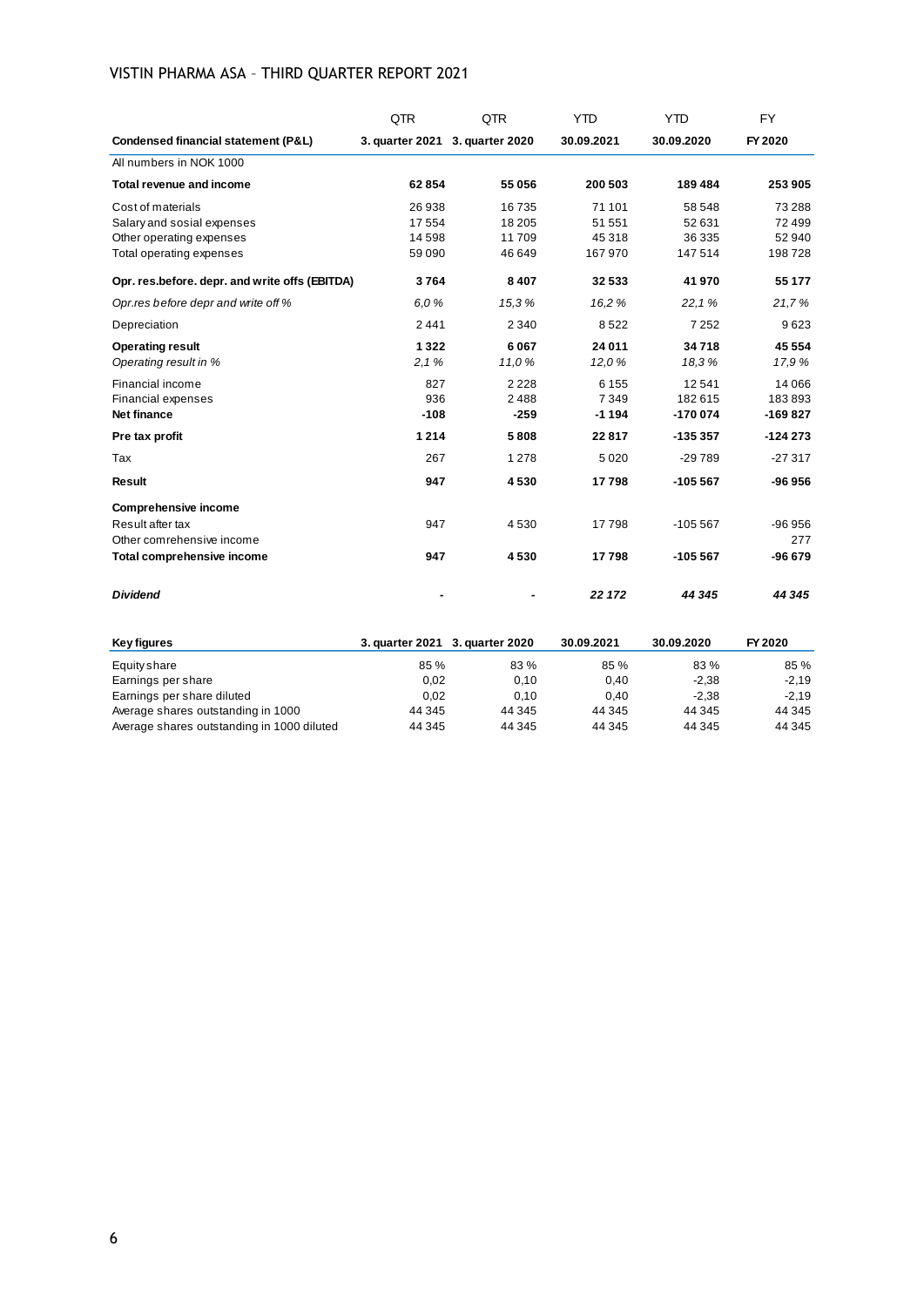| | QTR | QTR | YTD | YTD | FY |
|---|---|---|---|---|---|
| **Condensed financial statement (P&L)** | **3. quarter 2021** | **3. quarter 2020** | **30.09.2021** | **30.09.2020** | **FY 2020** |
| All numbers in NOK 1000 | | | | | |
| **Total revenue and income** | **62 854** | **55 056** | **200 503** | **189 484** | **253 905** |
| Cost of materials | 26 938 | 16 735 | 71 101 | 58 548 | 73 288 |
| Salary and sosial expenses | 17 554 | 18 205 | 51 551 | 52 631 | 72 499 |
| Other operating expenses | 14 598 | 11 709 | 45 318 | 36 335 | 52 940 |
| Total operating expenses | 59 090 | 46 649 | 167 970 | 147 514 | 198 728 |
| **Opr. res.before. depr. and write offs (EBITDA)** | **3 764** | **8 407** | **32 533** | **41 970** | **55 177** |
| *Opr.res before depr and write off %* | *6,0 %* | *15,3 %* | *16,2 %* | *22,1 %* | *21,7 %* |
| Depreciation | 2 441 | 2 340 | 8 522 | 7 252 | 9 623 |
| **Operating result** | **1 322** | **6 067** | **24 011** | **34 718** | **45 554** |
| *Operating result in %* | *2,1 %* | *11,0 %* | *12,0 %* | *18,3 %* | *17,9 %* |
| Financial income | 827 | 2 228 | 6 155 | 12 541 | 14 066 |
| Financial expenses | 936 | 2 488 | 7 349 | 182 615 | 183 893 |
| **Net finance** | **-108** | **-259** | **-1 194** | **-170 074** | **-169 827** |
| **Pre tax profit** | **1 214** | **5 808** | **22 817** | **-135 357** | **-124 273** |
| Tax | 267 | 1 278 | 5 020 | -29 789 | -27 317 |
| **Result** | **947** | **4 530** | **17 798** | **-105 567** | **-96 956** |
| **Comprehensive income** | | | | | |
| Result after tax | 947 | 4 530 | 17 798 | -105 567 | -96 956 |
| Other comrehensive income | | | | | 277 |
| **Total comprehensive income** | **947** | **4 530** | **17 798** | **-105 567** | **-96 679** |
| ***Dividend*** | **-** | **-** | ***22 172*** | ***44 345*** | ***44 345*** |

| **Key figures** | **3. quarter 2021** | **3. quarter 2020** | **30.09.2021** | **30.09.2020** | **FY 2020** |
|---|---|---|---|---|---|
| Equity share | 85 % | 83 % | 85 % | 83 % | 85 % |
| Earnings per share | 0,02 | 0,10 | 0,40 | -2,38 | -2,19 |
| Earnings per share diluted | 0,02 | 0,10 | 0,40 | -2,38 | -2,19 |
| Average shares outstanding in 1000 | 44 345 | 44 345 | 44 345 | 44 345 | 44 345 |
| Average shares outstanding in 1000 diluted | 44 345 | 44 345 | 44 345 | 44 345 | 44 345 |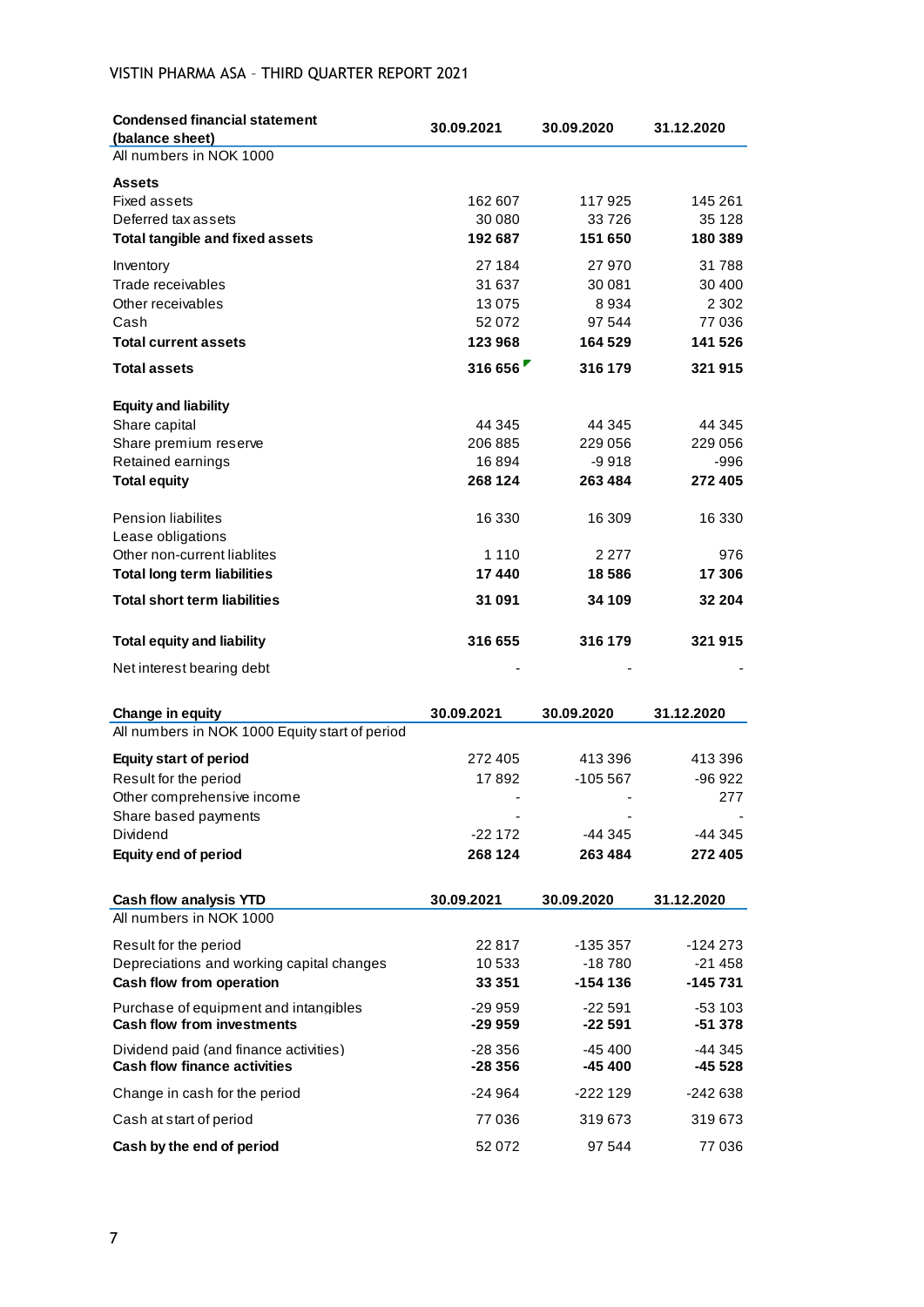| Condensed financial statement (balance sheet) | 30.09.2021 | 30.09.2020 | 31.12.2020 |
|---|---|---|---|
| All numbers in NOK 1000 | | | |
| **Assets** | | | |
| Fixed assets | 162 607 | 117 925 | 145 261 |
| Deferred tax assets | 30 080 | 33 726 | 35 128 |
| **Total tangible and fixed assets** | **192 687** | **151 650** | **180 389** |
| Inventory | 27 184 | 27 970 | 31 788 |
| Trade receivables | 31 637 | 30 081 | 30 400 |
| Other receivables | 13 075 | 8 934 | 2 302 |
| Cash | 52 072 | 97 544 | 77 036 |
| **Total current assets** | **123 968** | **164 529** | **141 526** |
| **Total assets** | **316 656** | **316 179** | **321 915** |
| **Equity and liability** | | | |
| Share capital | 44 345 | 44 345 | 44 345 |
| Share premium reserve | 206 885 | 229 056 | 229 056 |
| Retained earnings | 16 894 | -9 918 | -996 |
| **Total equity** | **268 124** | **263 484** | **272 405** |
| Pension liabilites | 16 330 | 16 309 | 16 330 |
| Lease obligations | | | |
| Other non-current liablites | 1 110 | 2 277 | 976 |
| **Total long term liabilities** | **17 440** | **18 586** | **17 306** |
| **Total short term liabilities** | **31 091** | **34 109** | **32 204** |
| **Total equity and liability** | **316 655** | **316 179** | **321 915** |
| Net interest bearing debt | - | - | - |

| Change in equity | 30.09.2021 | 30.09.2020 | 31.12.2020 |
|---|---|---|---|
| All numbers in NOK 1000 Equity start of period | | | |
| **Equity start of period** | 272 405 | 413 396 | 413 396 |
| Result for the period | 17 892 | -105 567 | -96 922 |
| Other comprehensive income | - | - | 277 |
| Share based payments | - | - | - |
| Dividend | -22 172 | -44 345 | -44 345 |
| **Equity end of period** | **268 124** | **263 484** | **272 405** |

| Cash flow analysis YTD | 30.09.2021 | 30.09.2020 | 31.12.2020 |
|---|---|---|---|
| All numbers in NOK 1000 | | | |
| Result for the period | 22 817 | -135 357 | -124 273 |
| Depreciations and working capital changes | 10 533 | -18 780 | -21 458 |
| **Cash flow from operation** | **33 351** | **-154 136** | **-145 731** |
| Purchase of equipment and intangibles | -29 959 | -22 591 | -53 103 |
| **Cash flow from investments** | **-29 959** | **-22 591** | **-51 378** |
| Dividend paid (and finance activities) | -28 356 | -45 400 | -44 345 |
| **Cash flow finance activities** | **-28 356** | **-45 400** | **-45 528** |
| Change in cash for the period | -24 964 | -222 129 | -242 638 |
| Cash at start of period | 77 036 | 319 673 | 319 673 |
| **Cash by the end of period** | 52 072 | 97 544 | 77 036 |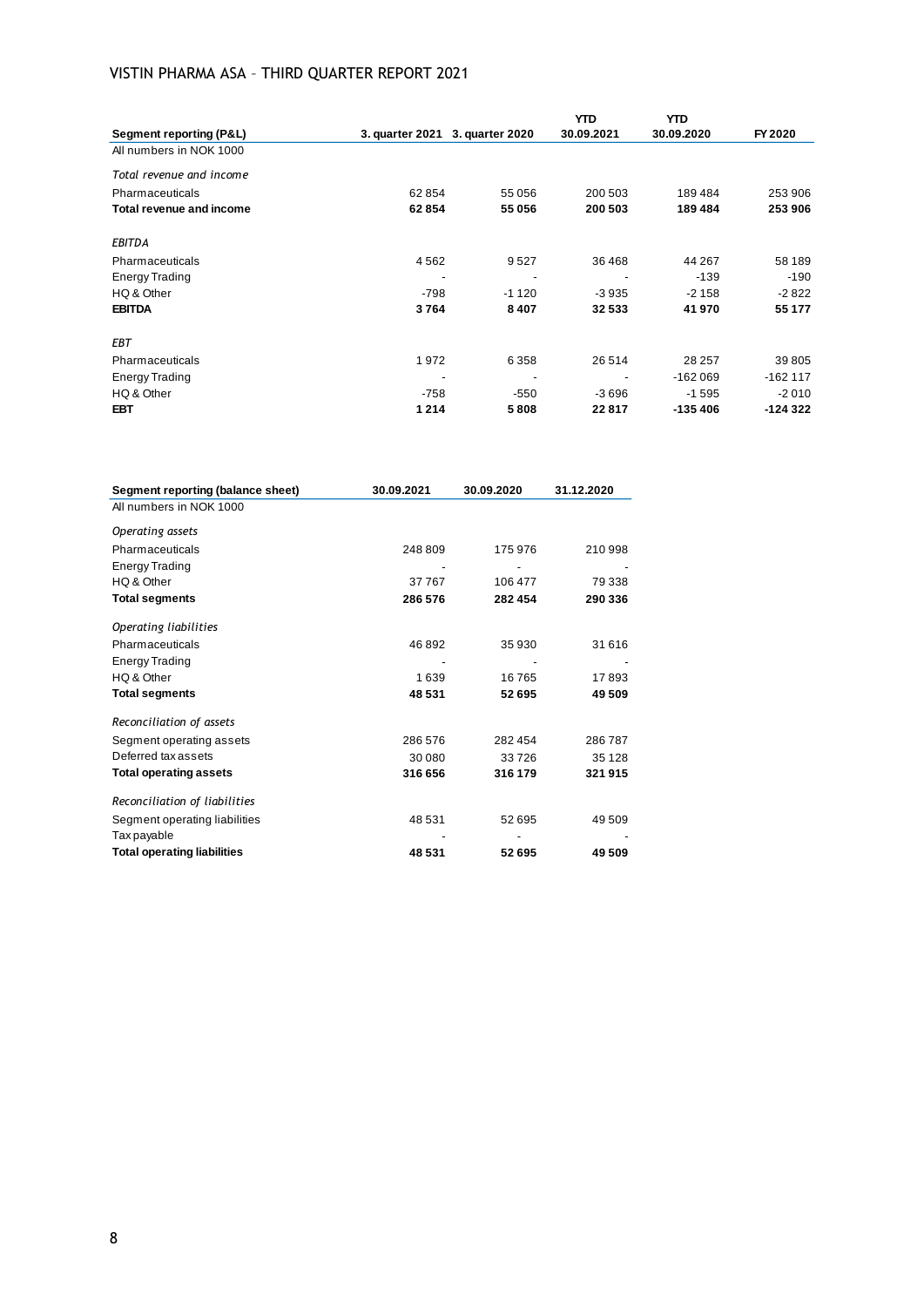| Segment reporting (P&L) | 3. quarter 2021 | 3. quarter 2020 | YTD 30.09.2021 | YTD 30.09.2020 | FY 2020 |
|---|---|---|---|---|---|
| All numbers in NOK 1000 | | | | | |
| *Total revenue and income* | | | | | |
| Pharmaceuticals | 62 854 | 55 056 | 200 503 | 189 484 | 253 906 |
| **Total revenue and income** | **62 854** | **55 056** | **200 503** | **189 484** | **253 906** |
| *EBITDA* | | | | | |
| Pharmaceuticals | 4 562 | 9 527 | 36 468 | 44 267 | 58 189 |
| Energy Trading | - | - | - | -139 | -190 |
| HQ & Other | -798 | -1 120 | -3 935 | -2 158 | -2 822 |
| **EBITDA** | **3 764** | **8 407** | **32 533** | **41 970** | **55 177** |
| *EBT* | | | | | |
| Pharmaceuticals | 1 972 | 6 358 | 26 514 | 28 257 | 39 805 |
| Energy Trading | - | - | - | -162 069 | -162 117 |
| HQ & Other | -758 | -550 | -3 696 | -1 595 | -2 010 |
| **EBT** | **1 214** | **5 808** | **22 817** | **-135 406** | **-124 322** |

| Segment reporting (balance sheet) | 30.09.2021 | 30.09.2020 | 31.12.2020 |
|---|---|---|---|
| All numbers in NOK 1000 | | | |
| *Operating assets* | | | |
| Pharmaceuticals | 248 809 | 175 976 | 210 998 |
| Energy Trading | - | - | - |
| HQ & Other | 37 767 | 106 477 | 79 338 |
| **Total segments** | **286 576** | **282 454** | **290 336** |
| *Operating liabilities* | | | |
| Pharmaceuticals | 46 892 | 35 930 | 31 616 |
| Energy Trading | - | - | - |
| HQ & Other | 1 639 | 16 765 | 17 893 |
| **Total segments** | **48 531** | **52 695** | **49 509** |
| *Reconciliation of assets* | | | |
| Segment operating assets | 286 576 | 282 454 | 286 787 |
| Deferred tax assets | 30 080 | 33 726 | 35 128 |
| **Total operating assets** | **316 656** | **316 179** | **321 915** |
| *Reconciliation of liabilities* | | | |
| Segment operating liabilities | 48 531 | 52 695 | 49 509 |
| Tax payable | - | - | - |
| **Total operating liabilities** | **48 531** | **52 695** | **49 509** |